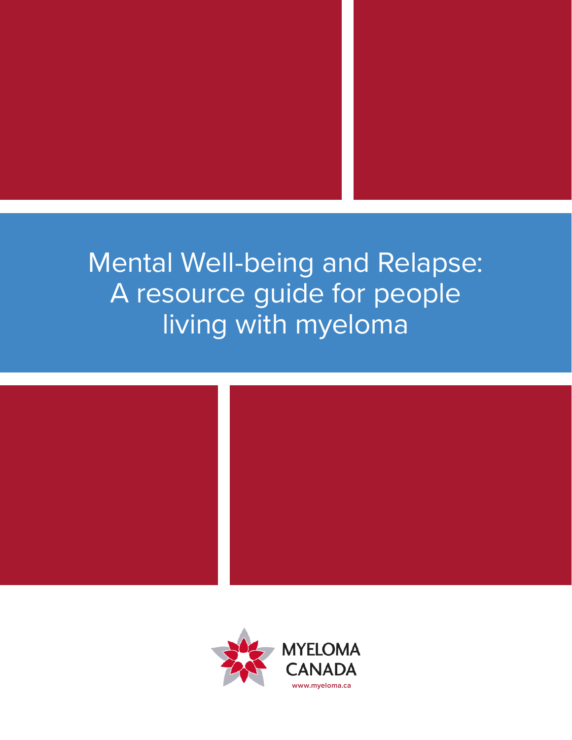# Mental Well-being and Relapse: A resource guide for people living with myeloma

MYELOMA CANADA

www.myeloma.ca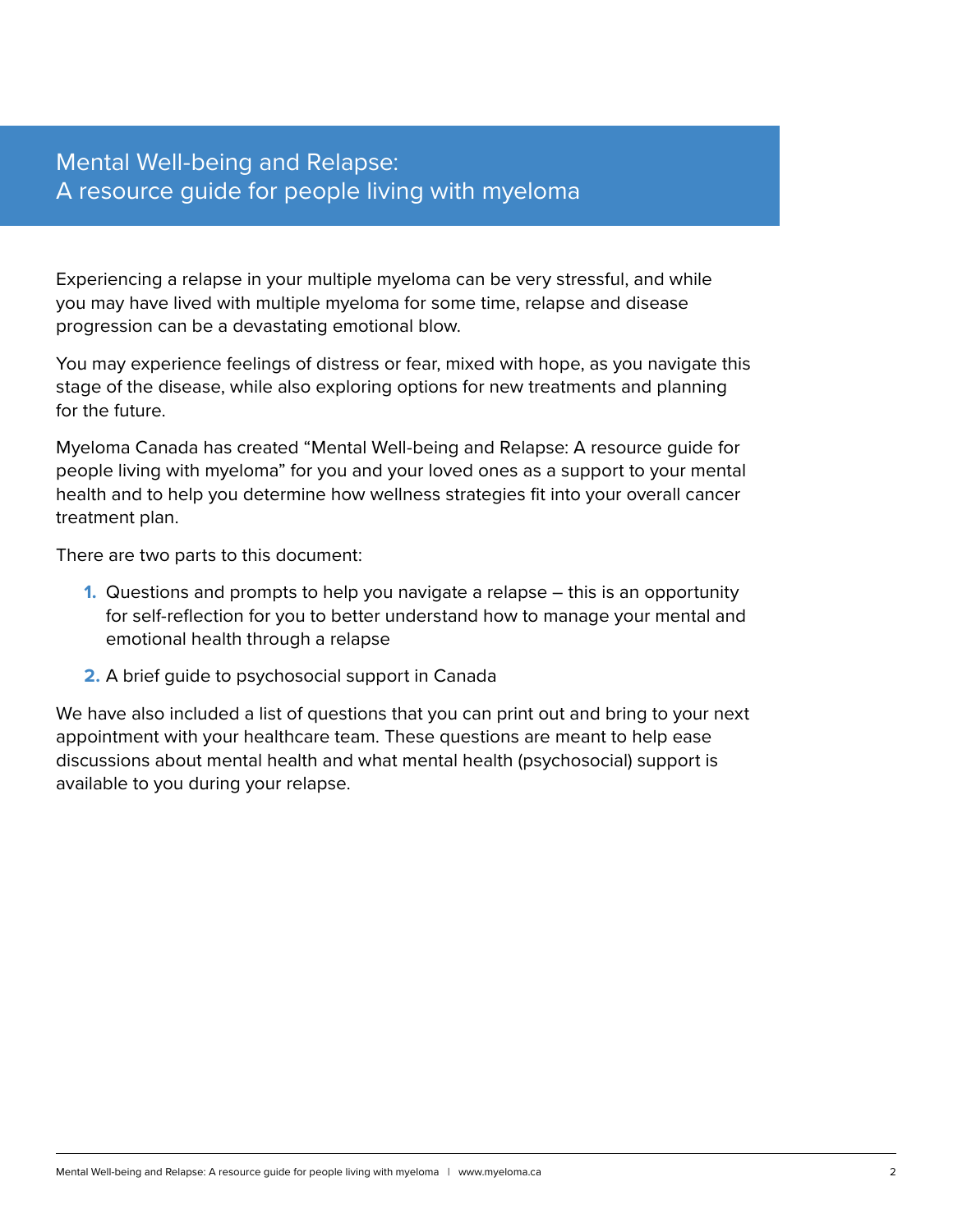# Mental Well-being and Relapse: A resource guide for people living with myeloma

Experiencing a relapse in your multiple myeloma can be very stressful, and while you may have lived with multiple myeloma for some time, relapse and disease progression can be a devastating emotional blow.

You may experience feelings of distress or fear, mixed with hope, as you navigate this stage of the disease, while also exploring options for new treatments and planning for the future.

Myeloma Canada has created "Mental Well-being and Relapse: A resource guide for people living with myeloma" for you and your loved ones as a support to your mental health and to help you determine how wellness strategies fit into your overall cancer treatment plan.

There are two parts to this document:

1. Questions and prompts to help you navigate a relapse – this is an opportunity for self-reflection for you to better understand how to manage your mental and emotional health through a relapse
2. A brief guide to psychosocial support in Canada

We have also included a list of questions that you can print out and bring to your next appointment with your healthcare team. These questions are meant to help ease discussions about mental health and what mental health (psychosocial) support is available to you during your relapse.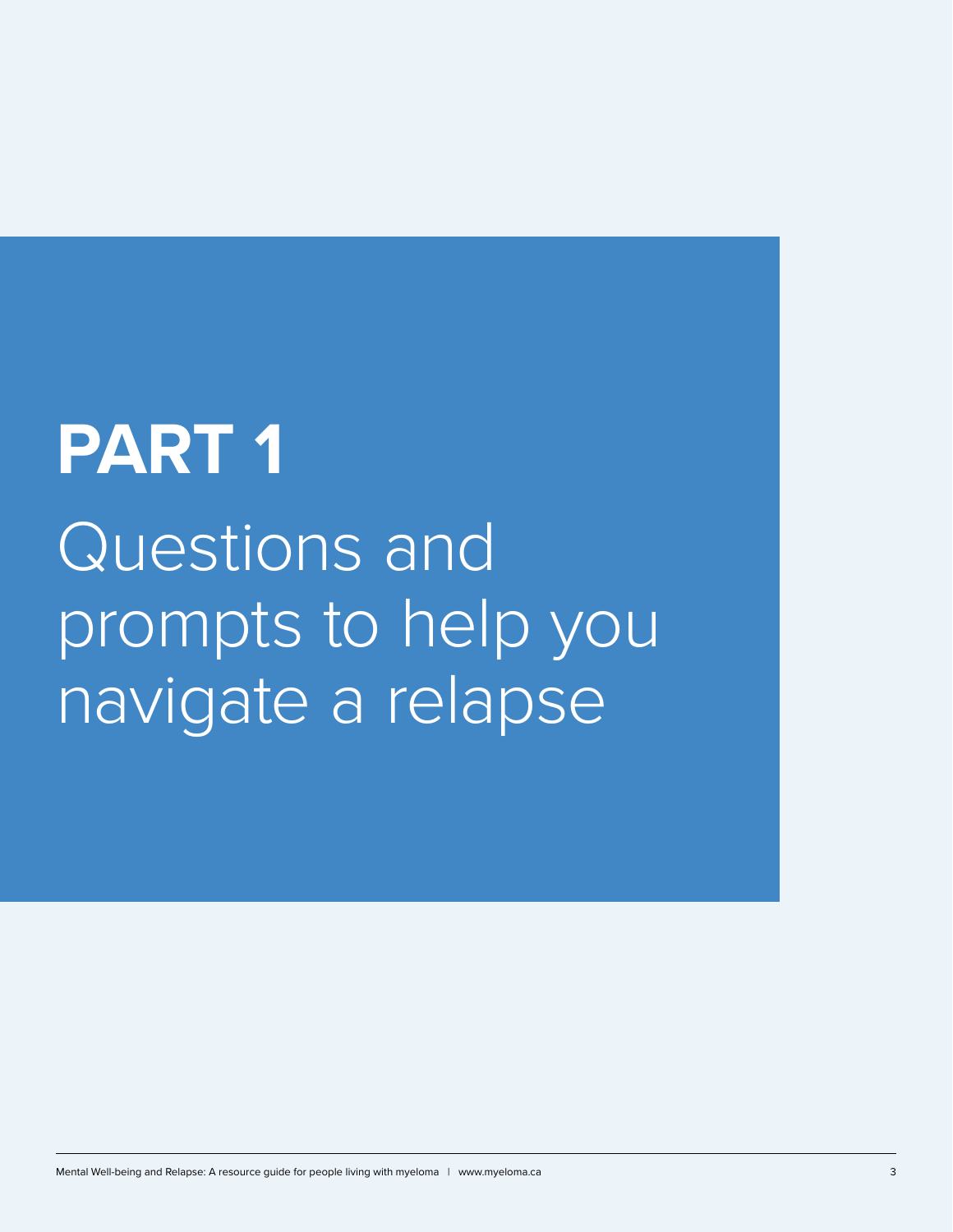# PART 1

# Questions and prompts to help you navigate a relapse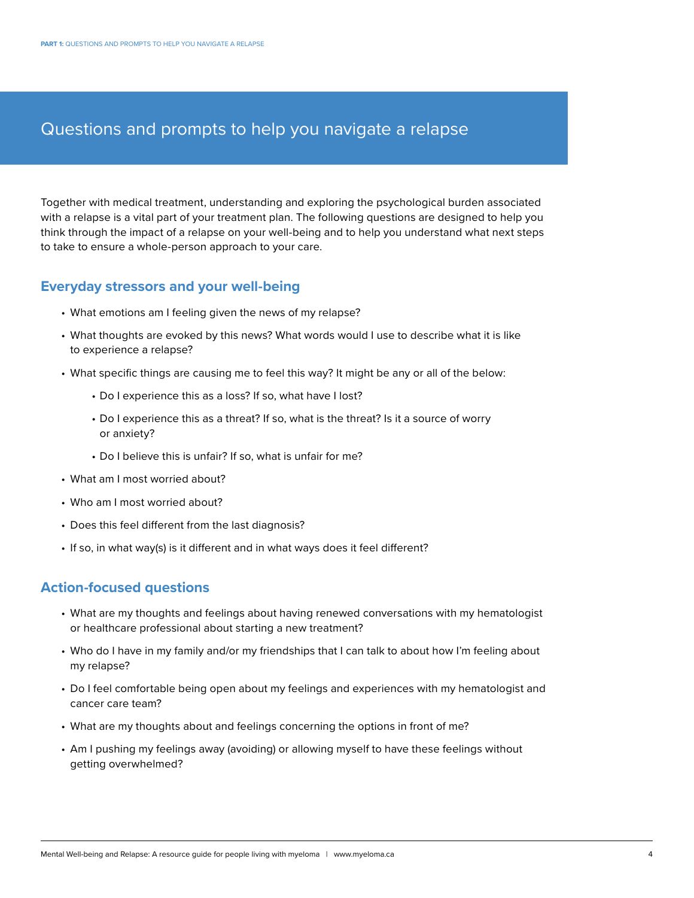# Questions and prompts to help you navigate a relapse

Together with medical treatment, understanding and exploring the psychological burden associated with a relapse is a vital part of your treatment plan. The following questions are designed to help you think through the impact of a relapse on your well-being and to help you understand what next steps to take to ensure a whole-person approach to your care.

## Everyday stressors and your well-being

- What emotions am I feeling given the news of my relapse?
- What thoughts are evoked by this news? What words would I use to describe what it is like to experience a relapse?
- What specific things are causing me to feel this way? It might be any or all of the below:
  - Do I experience this as a loss? If so, what have I lost?
  - Do I experience this as a threat? If so, what is the threat? Is it a source of worry or anxiety?
  - Do I believe this is unfair? If so, what is unfair for me?
- What am I most worried about?
- Who am I most worried about?
- Does this feel different from the last diagnosis?
- If so, in what way(s) is it different and in what ways does it feel different?

## Action-focused questions

- What are my thoughts and feelings about having renewed conversations with my hematologist or healthcare professional about starting a new treatment?
- Who do I have in my family and/or my friendships that I can talk to about how I'm feeling about my relapse?
- Do I feel comfortable being open about my feelings and experiences with my hematologist and cancer care team?
- What are my thoughts about and feelings concerning the options in front of me?
- Am I pushing my feelings away (avoiding) or allowing myself to have these feelings without getting overwhelmed?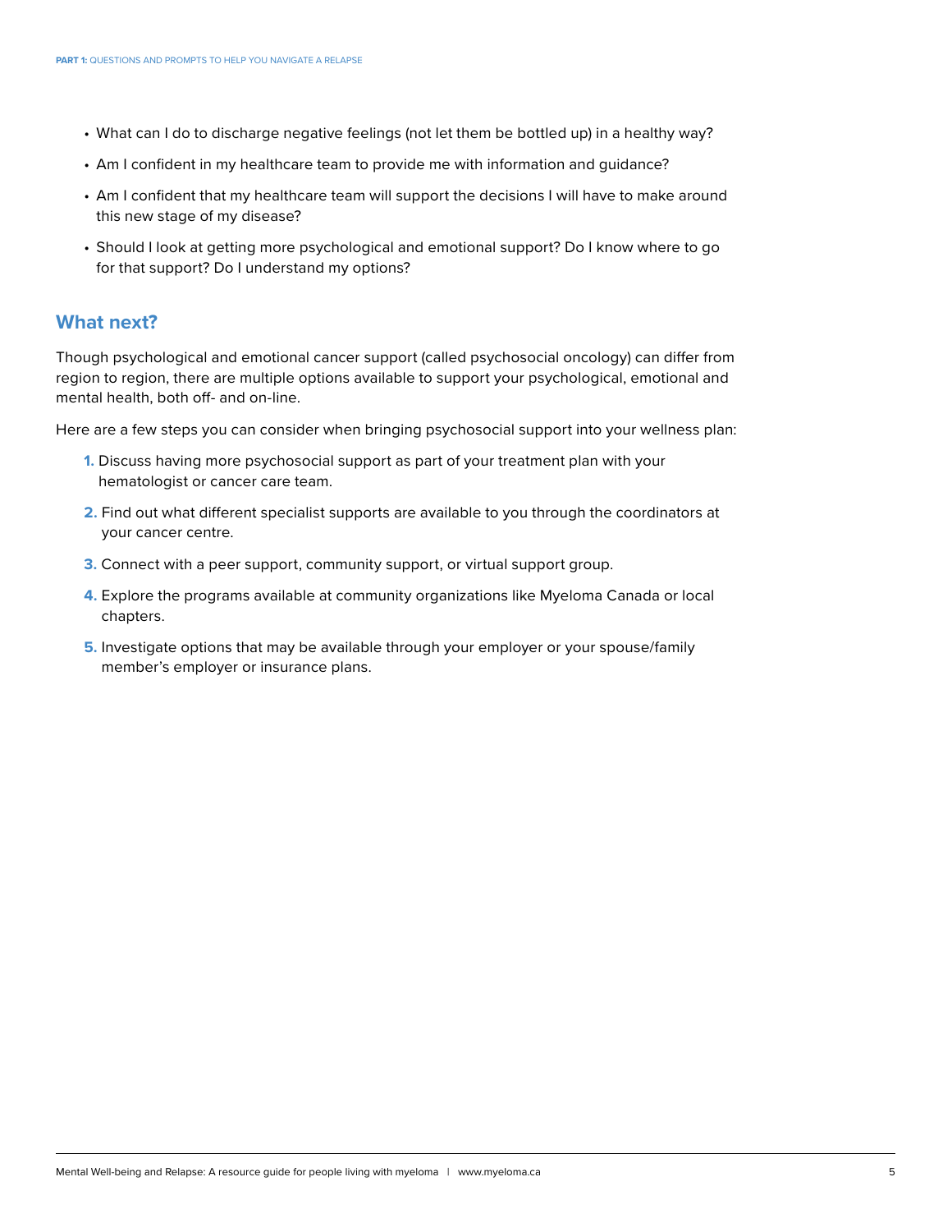- What can I do to discharge negative feelings (not let them be bottled up) in a healthy way?
- Am I confident in my healthcare team to provide me with information and guidance?
- Am I confident that my healthcare team will support the decisions I will have to make around this new stage of my disease?
- Should I look at getting more psychological and emotional support? Do I know where to go for that support? Do I understand my options?

## What next?

Though psychological and emotional cancer support (called psychosocial oncology) can differ from region to region, there are multiple options available to support your psychological, emotional and mental health, both off- and on-line.

Here are a few steps you can consider when bringing psychosocial support into your wellness plan:

1. Discuss having more psychosocial support as part of your treatment plan with your hematologist or cancer care team.
2. Find out what different specialist supports are available to you through the coordinators at your cancer centre.
3. Connect with a peer support, community support, or virtual support group.
4. Explore the programs available at community organizations like Myeloma Canada or local chapters.
5. Investigate options that may be available through your employer or your spouse/family member's employer or insurance plans.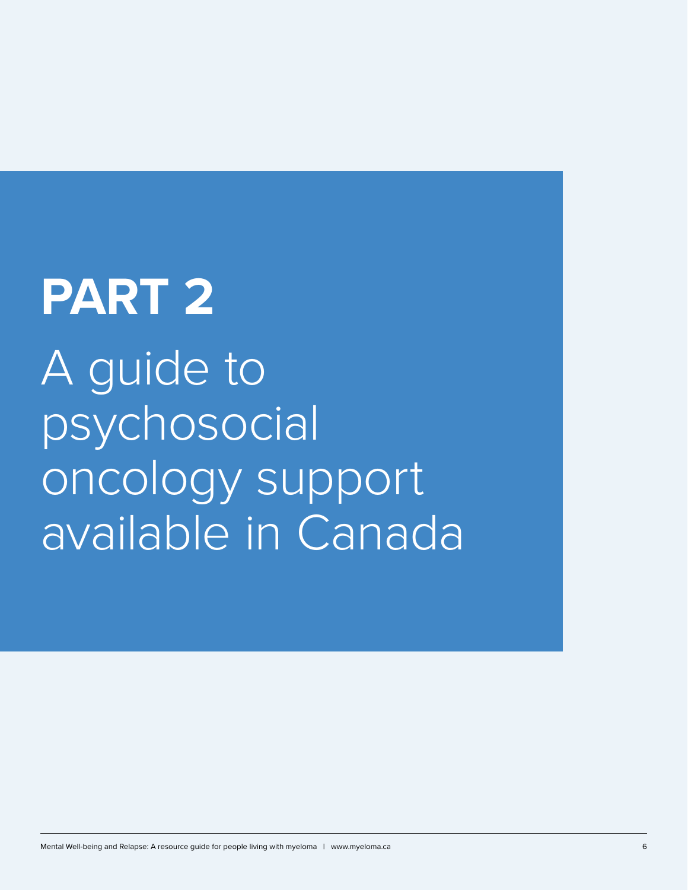# PART 2

# A guide to psychosocial oncology support available in Canada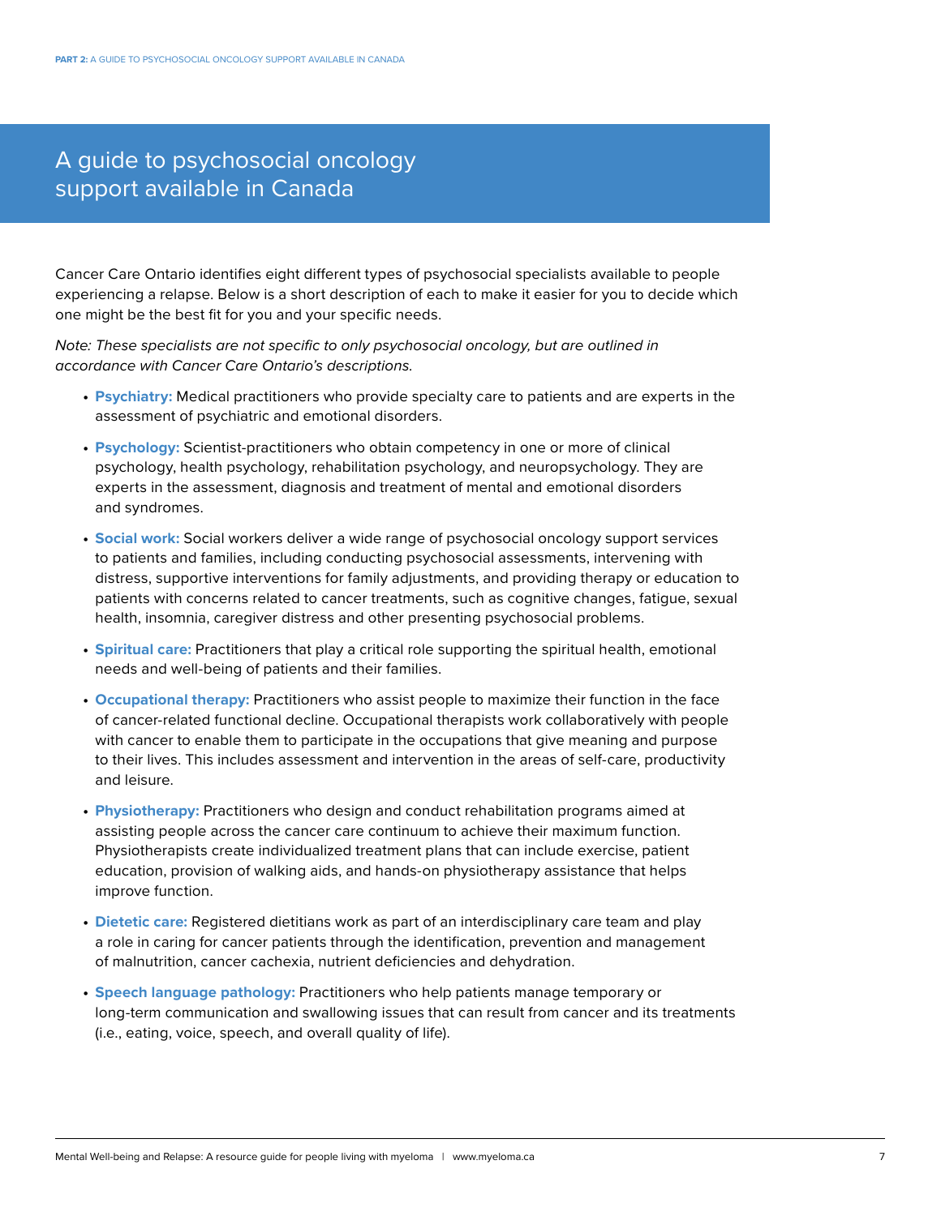# A guide to psychosocial oncology support available in Canada

Cancer Care Ontario identifies eight different types of psychosocial specialists available to people experiencing a relapse. Below is a short description of each to make it easier for you to decide which one might be the best fit for you and your specific needs.

*Note: These specialists are not specific to only psychosocial oncology, but are outlined in accordance with Cancer Care Ontario's descriptions.*

- **Psychiatry:** Medical practitioners who provide specialty care to patients and are experts in the assessment of psychiatric and emotional disorders.
- **Psychology:** Scientist-practitioners who obtain competency in one or more of clinical psychology, health psychology, rehabilitation psychology, and neuropsychology. They are experts in the assessment, diagnosis and treatment of mental and emotional disorders and syndromes.
- **Social work:** Social workers deliver a wide range of psychosocial oncology support services to patients and families, including conducting psychosocial assessments, intervening with distress, supportive interventions for family adjustments, and providing therapy or education to patients with concerns related to cancer treatments, such as cognitive changes, fatigue, sexual health, insomnia, caregiver distress and other presenting psychosocial problems.
- **Spiritual care:** Practitioners that play a critical role supporting the spiritual health, emotional needs and well-being of patients and their families.
- **Occupational therapy:** Practitioners who assist people to maximize their function in the face of cancer-related functional decline. Occupational therapists work collaboratively with people with cancer to enable them to participate in the occupations that give meaning and purpose to their lives. This includes assessment and intervention in the areas of self-care, productivity and leisure.
- **Physiotherapy:** Practitioners who design and conduct rehabilitation programs aimed at assisting people across the cancer care continuum to achieve their maximum function. Physiotherapists create individualized treatment plans that can include exercise, patient education, provision of walking aids, and hands-on physiotherapy assistance that helps improve function.
- **Dietetic care:** Registered dietitians work as part of an interdisciplinary care team and play a role in caring for cancer patients through the identification, prevention and management of malnutrition, cancer cachexia, nutrient deficiencies and dehydration.
- **Speech language pathology:** Practitioners who help patients manage temporary or long-term communication and swallowing issues that can result from cancer and its treatments (i.e., eating, voice, speech, and overall quality of life).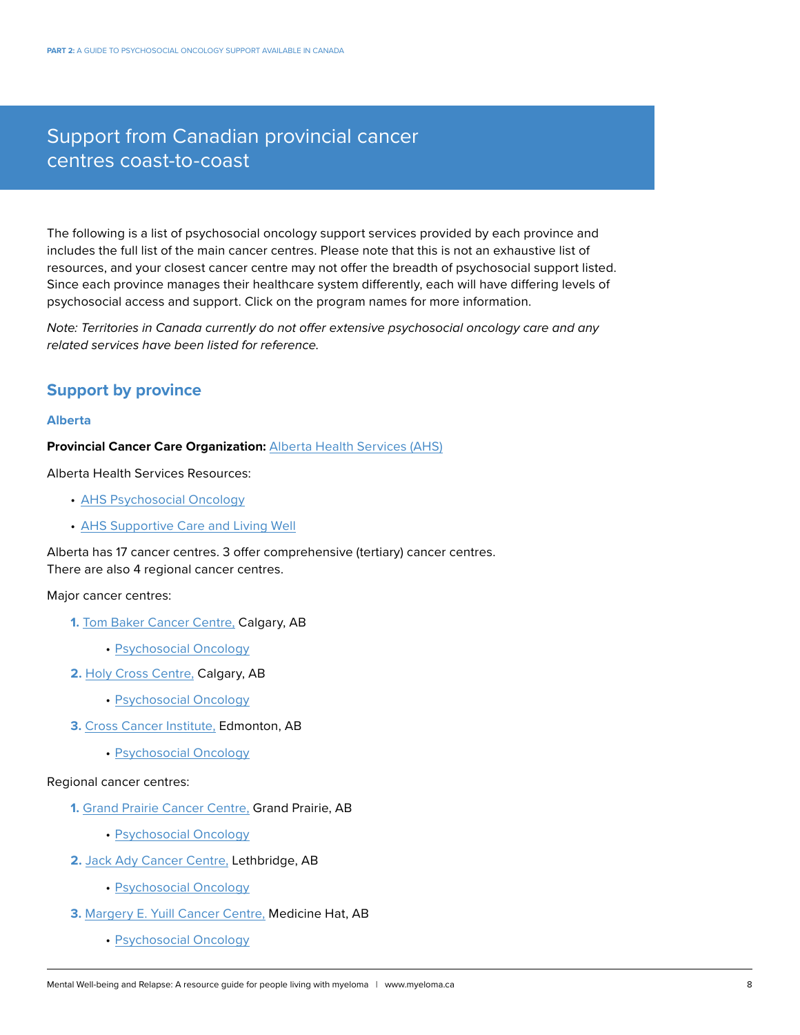# Support from Canadian provincial cancer centres coast-to-coast

The following is a list of psychosocial oncology support services provided by each province and includes the full list of the main cancer centres. Please note that this is not an exhaustive list of resources, and your closest cancer centre may not offer the breadth of psychosocial support listed. Since each province manages their healthcare system differently, each will have differing levels of psychosocial access and support. Click on the program names for more information.

*Note: Territories in Canada currently do not offer extensive psychosocial oncology care and any related services have been listed for reference.*

## Support by province

### Alberta

**Provincial Cancer Care Organization:** Alberta Health Services (AHS)

Alberta Health Services Resources:

- AHS Psychosocial Oncology
- AHS Supportive Care and Living Well

Alberta has 17 cancer centres. 3 offer comprehensive (tertiary) cancer centres.
There are also 4 regional cancer centres.

Major cancer centres:

1. Tom Baker Cancer Centre, Calgary, AB
   - Psychosocial Oncology
2. Holy Cross Centre, Calgary, AB
   - Psychosocial Oncology
3. Cross Cancer Institute, Edmonton, AB
   - Psychosocial Oncology

Regional cancer centres:

1. Grand Prairie Cancer Centre, Grand Prairie, AB
   - Psychosocial Oncology
2. Jack Ady Cancer Centre, Lethbridge, AB
   - Psychosocial Oncology
3. Margery E. Yuill Cancer Centre, Medicine Hat, AB
   - Psychosocial Oncology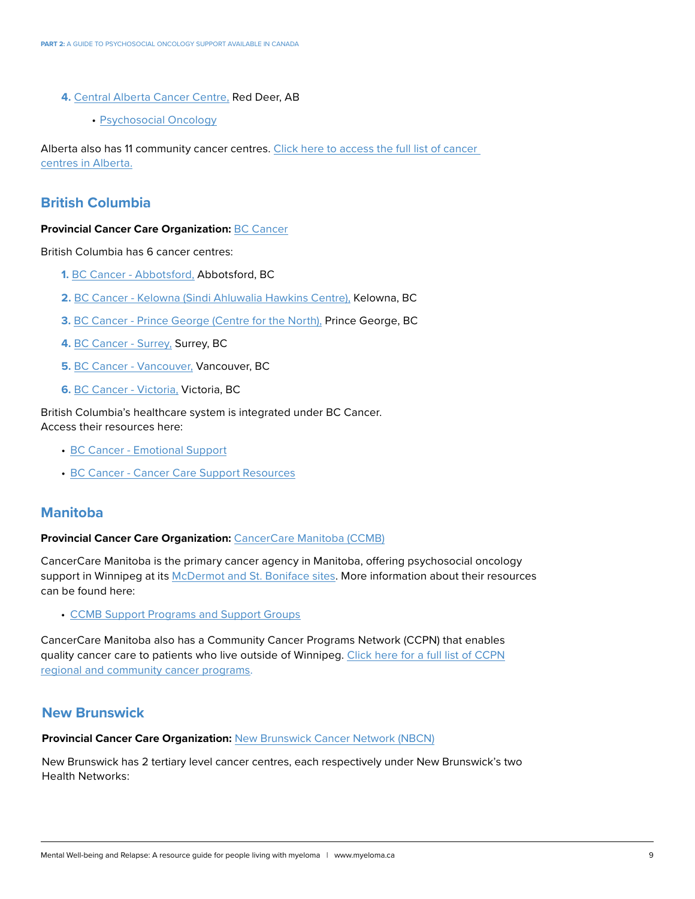4. Central Alberta Cancer Centre, Red Deer, AB
    - Psychosocial Oncology

Alberta also has 11 community cancer centres. Click here to access the full list of cancer centres in Alberta.

## British Columbia

**Provincial Cancer Care Organization:** BC Cancer

British Columbia has 6 cancer centres:

1. BC Cancer - Abbotsford, Abbotsford, BC
2. BC Cancer - Kelowna (Sindi Ahluwalia Hawkins Centre), Kelowna, BC
3. BC Cancer - Prince George (Centre for the North), Prince George, BC
4. BC Cancer - Surrey, Surrey, BC
5. BC Cancer - Vancouver, Vancouver, BC
6. BC Cancer - Victoria, Victoria, BC

British Columbia's healthcare system is integrated under BC Cancer.
Access their resources here:

- BC Cancer - Emotional Support
- BC Cancer - Cancer Care Support Resources

## Manitoba

**Provincial Cancer Care Organization:** CancerCare Manitoba (CCMB)

CancerCare Manitoba is the primary cancer agency in Manitoba, offering psychosocial oncology support in Winnipeg at its McDermot and St. Boniface sites. More information about their resources can be found here:

- CCMB Support Programs and Support Groups

CancerCare Manitoba also has a Community Cancer Programs Network (CCPN) that enables quality cancer care to patients who live outside of Winnipeg. Click here for a full list of CCPN regional and community cancer programs.

## New Brunswick

**Provincial Cancer Care Organization:** New Brunswick Cancer Network (NBCN)

New Brunswick has 2 tertiary level cancer centres, each respectively under New Brunswick's two Health Networks: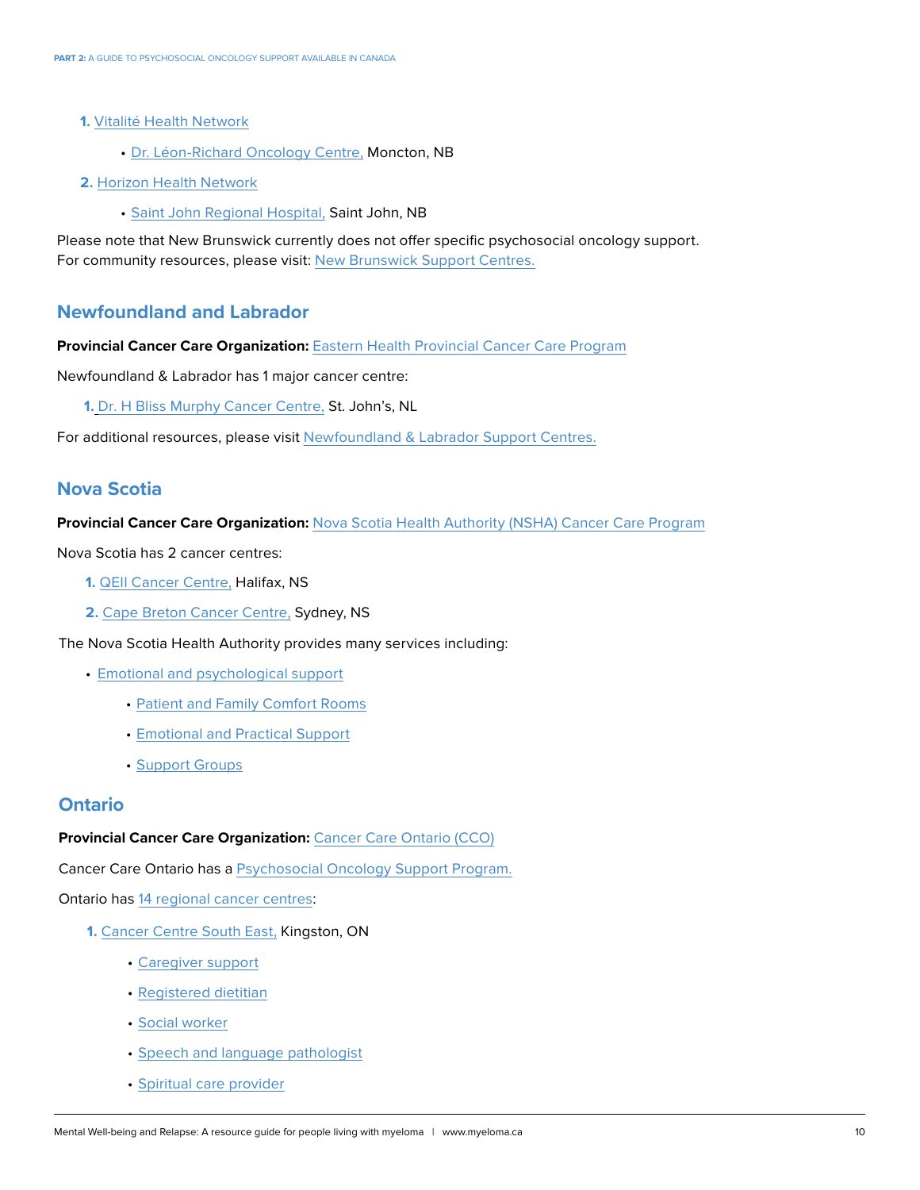1. Vitalité Health Network
    - Dr. Léon-Richard Oncology Centre, Moncton, NB
2. Horizon Health Network
    - Saint John Regional Hospital, Saint John, NB

Please note that New Brunswick currently does not offer specific psychosocial oncology support. For community resources, please visit: New Brunswick Support Centres.

## Newfoundland and Labrador

**Provincial Cancer Care Organization:** Eastern Health Provincial Cancer Care Program

Newfoundland & Labrador has 1 major cancer centre:

1. Dr. H Bliss Murphy Cancer Centre, St. John's, NL

For additional resources, please visit Newfoundland & Labrador Support Centres.

## Nova Scotia

**Provincial Cancer Care Organization:** Nova Scotia Health Authority (NSHA) Cancer Care Program

Nova Scotia has 2 cancer centres:

1. QEII Cancer Centre, Halifax, NS
2. Cape Breton Cancer Centre, Sydney, NS

The Nova Scotia Health Authority provides many services including:

- Emotional and psychological support
    - Patient and Family Comfort Rooms
    - Emotional and Practical Support
    - Support Groups

## Ontario

**Provincial Cancer Care Organization:** Cancer Care Ontario (CCO)

Cancer Care Ontario has a Psychosocial Oncology Support Program.

Ontario has 14 regional cancer centres:

1. Cancer Centre South East, Kingston, ON
    - Caregiver support
    - Registered dietitian
    - Social worker
    - Speech and language pathologist
    - Spiritual care provider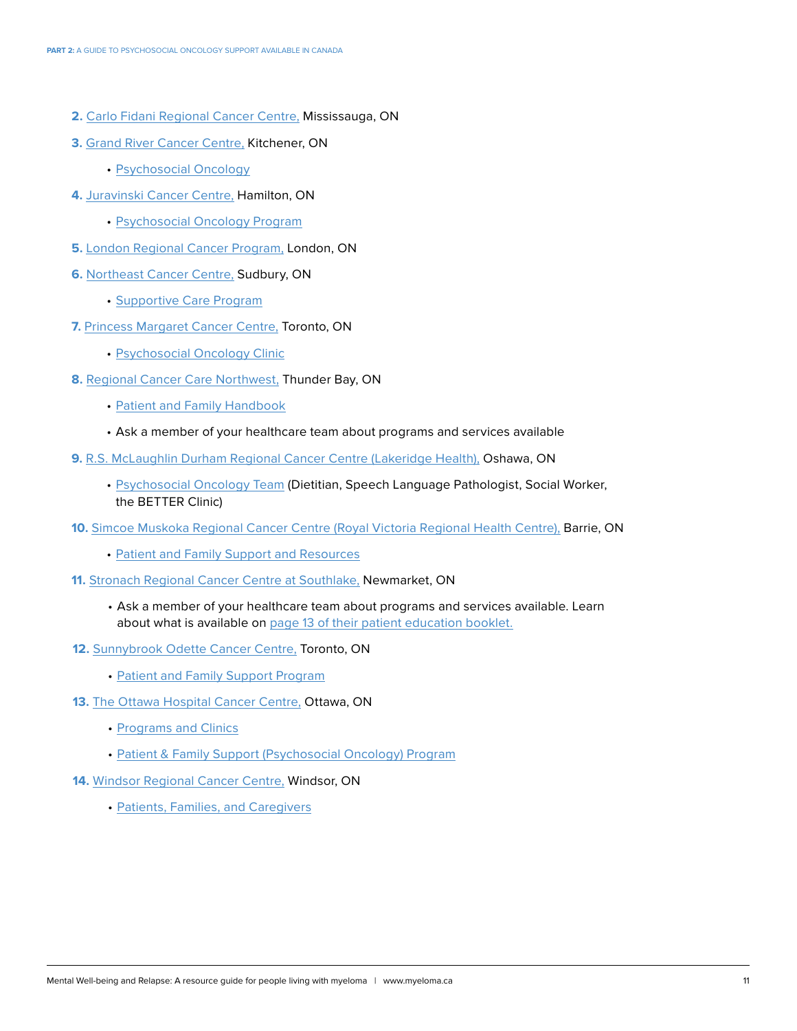2. Carlo Fidani Regional Cancer Centre, Mississauga, ON
3. Grand River Cancer Centre, Kitchener, ON
    - Psychosocial Oncology
4. Juravinski Cancer Centre, Hamilton, ON
    - Psychosocial Oncology Program
5. London Regional Cancer Program, London, ON
6. Northeast Cancer Centre, Sudbury, ON
    - Supportive Care Program
7. Princess Margaret Cancer Centre, Toronto, ON
    - Psychosocial Oncology Clinic
8. Regional Cancer Care Northwest, Thunder Bay, ON
    - Patient and Family Handbook
    - Ask a member of your healthcare team about programs and services available
9. R.S. McLaughlin Durham Regional Cancer Centre (Lakeridge Health), Oshawa, ON
    - Psychosocial Oncology Team (Dietitian, Speech Language Pathologist, Social Worker, the BETTER Clinic)
10. Simcoe Muskoka Regional Cancer Centre (Royal Victoria Regional Health Centre), Barrie, ON
    - Patient and Family Support and Resources
11. Stronach Regional Cancer Centre at Southlake, Newmarket, ON
    - Ask a member of your healthcare team about programs and services available. Learn about what is available on page 13 of their patient education booklet.
12. Sunnybrook Odette Cancer Centre, Toronto, ON
    - Patient and Family Support Program
13. The Ottawa Hospital Cancer Centre, Ottawa, ON
    - Programs and Clinics
    - Patient & Family Support (Psychosocial Oncology) Program
14. Windsor Regional Cancer Centre, Windsor, ON
    - Patients, Families, and Caregivers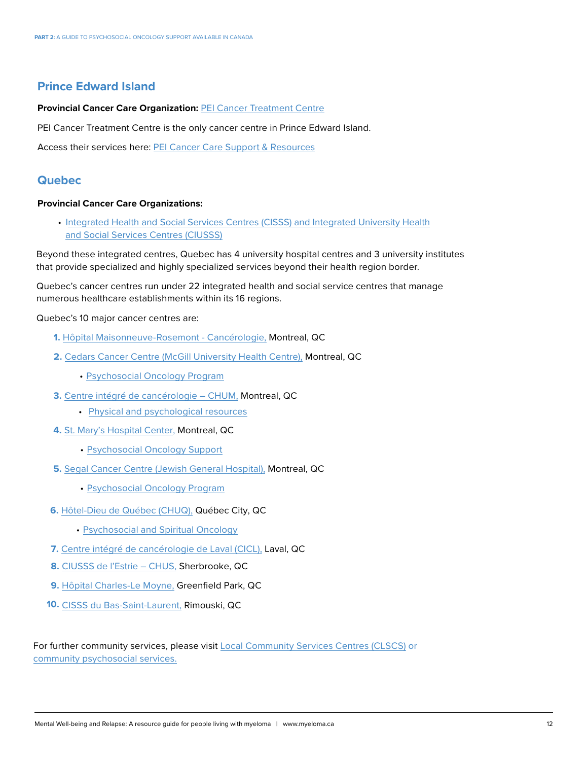## Prince Edward Island

**Provincial Cancer Care Organization:** PEI Cancer Treatment Centre

PEI Cancer Treatment Centre is the only cancer centre in Prince Edward Island.

Access their services here: PEI Cancer Care Support & Resources

## Quebec

**Provincial Cancer Care Organizations:**

- Integrated Health and Social Services Centres (CISSS) and Integrated University Health and Social Services Centres (CIUSSS)

Beyond these integrated centres, Quebec has 4 university hospital centres and 3 university institutes that provide specialized and highly specialized services beyond their health region border.

Quebec's cancer centres run under 22 integrated health and social service centres that manage numerous healthcare establishments within its 16 regions.

Quebec's 10 major cancer centres are:

1. Hôpital Maisonneuve-Rosemont - Cancérologie, Montreal, QC
2. Cedars Cancer Centre (McGill University Health Centre), Montreal, QC
   - Psychosocial Oncology Program
3. Centre intégré de cancérologie – CHUM, Montreal, QC
   - Physical and psychological resources
4. St. Mary's Hospital Center, Montreal, QC
   - Psychosocial Oncology Support
5. Segal Cancer Centre (Jewish General Hospital), Montreal, QC
   - Psychosocial Oncology Program
6. Hôtel-Dieu de Québec (CHUQ), Québec City, QC
   - Psychosocial and Spiritual Oncology
7. Centre intégré de cancérologie de Laval (CICL), Laval, QC
8. CIUSSS de l'Estrie – CHUS, Sherbrooke, QC
9. Hôpital Charles-Le Moyne, Greenfield Park, QC
10. CISSS du Bas-Saint-Laurent, Rimouski, QC

For further community services, please visit Local Community Services Centres (CLSCS) or community psychosocial services.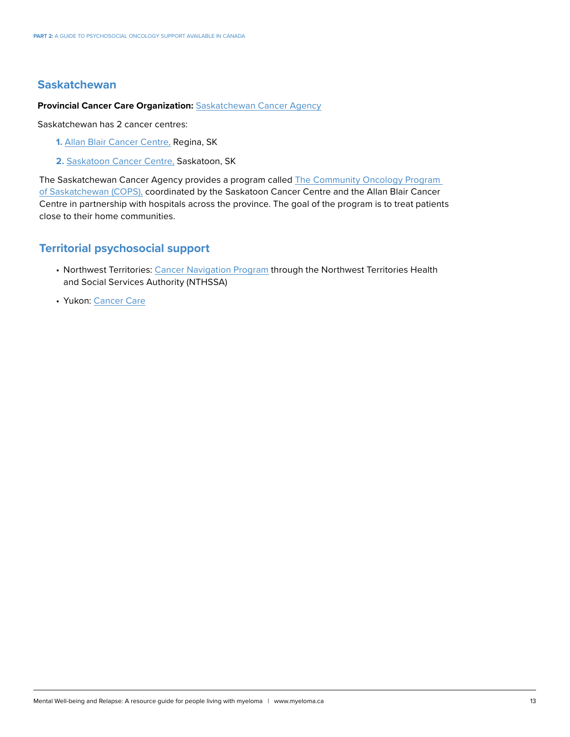## Saskatchewan

**Provincial Cancer Care Organization:** Saskatchewan Cancer Agency

Saskatchewan has 2 cancer centres:

1. Allan Blair Cancer Centre, Regina, SK
2. Saskatoon Cancer Centre, Saskatoon, SK

The Saskatchewan Cancer Agency provides a program called The Community Oncology Program of Saskatchewan (COPS), coordinated by the Saskatoon Cancer Centre and the Allan Blair Cancer Centre in partnership with hospitals across the province. The goal of the program is to treat patients close to their home communities.

## Territorial psychosocial support

- Northwest Territories: Cancer Navigation Program through the Northwest Territories Health and Social Services Authority (NTHSSA)
- Yukon: Cancer Care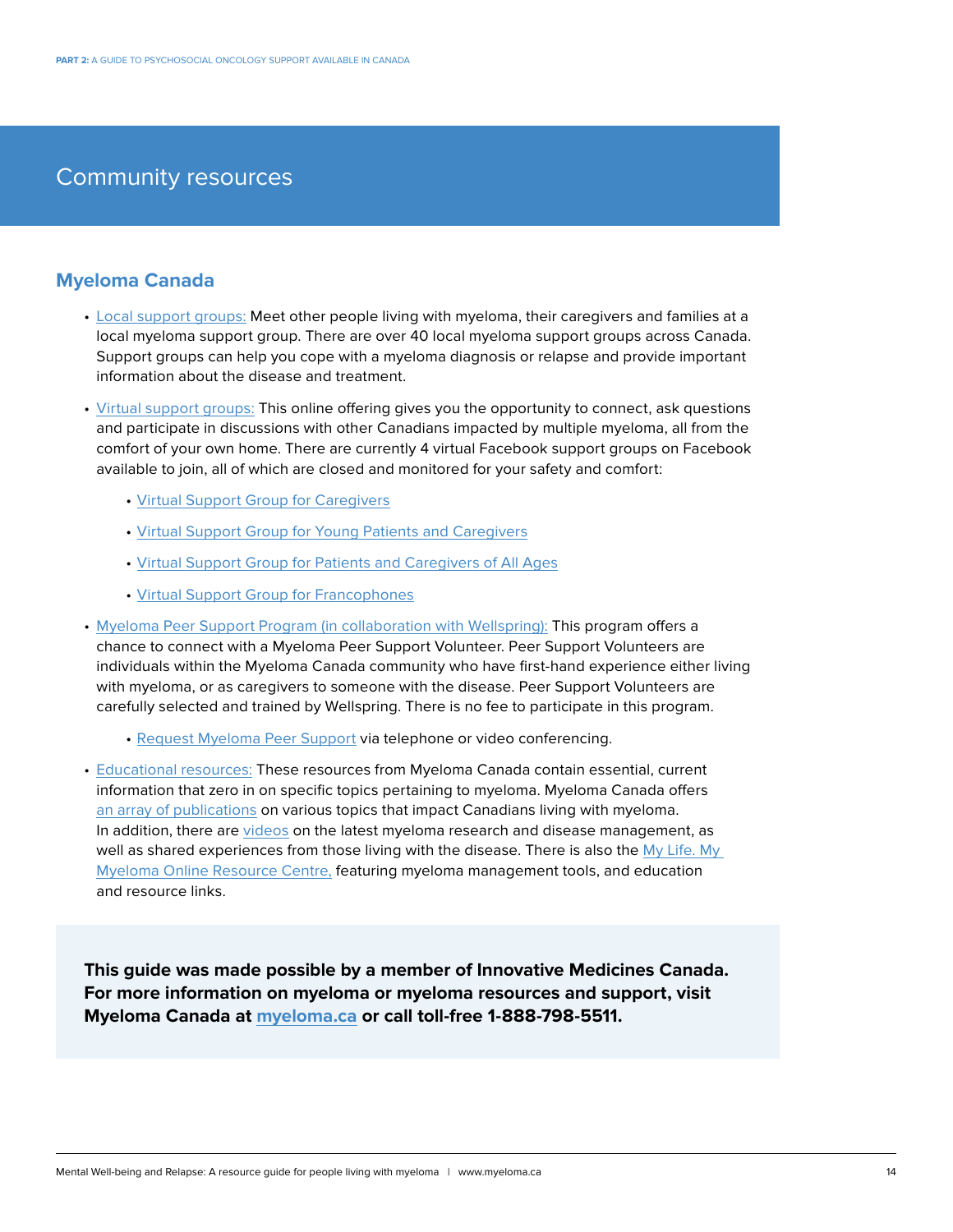# Community resources

## Myeloma Canada

- Local support groups: Meet other people living with myeloma, their caregivers and families at a local myeloma support group. There are over 40 local myeloma support groups across Canada. Support groups can help you cope with a myeloma diagnosis or relapse and provide important information about the disease and treatment.
- Virtual support groups: This online offering gives you the opportunity to connect, ask questions and participate in discussions with other Canadians impacted by multiple myeloma, all from the comfort of your own home. There are currently 4 virtual Facebook support groups on Facebook available to join, all of which are closed and monitored for your safety and comfort:
    - Virtual Support Group for Caregivers
    - Virtual Support Group for Young Patients and Caregivers
    - Virtual Support Group for Patients and Caregivers of All Ages
    - Virtual Support Group for Francophones
- Myeloma Peer Support Program (in collaboration with Wellspring): This program offers a chance to connect with a Myeloma Peer Support Volunteer. Peer Support Volunteers are individuals within the Myeloma Canada community who have first-hand experience either living with myeloma, or as caregivers to someone with the disease. Peer Support Volunteers are carefully selected and trained by Wellspring. There is no fee to participate in this program.
    - Request Myeloma Peer Support via telephone or video conferencing.
- Educational resources: These resources from Myeloma Canada contain essential, current information that zero in on specific topics pertaining to myeloma. Myeloma Canada offers an array of publications on various topics that impact Canadians living with myeloma. In addition, there are videos on the latest myeloma research and disease management, as well as shared experiences from those living with the disease. There is also the My Life. My Myeloma Online Resource Centre, featuring myeloma management tools, and education and resource links.

**This guide was made possible by a member of Innovative Medicines Canada. For more information on myeloma or myeloma resources and support, visit Myeloma Canada at myeloma.ca or call toll-free 1-888-798-5511.**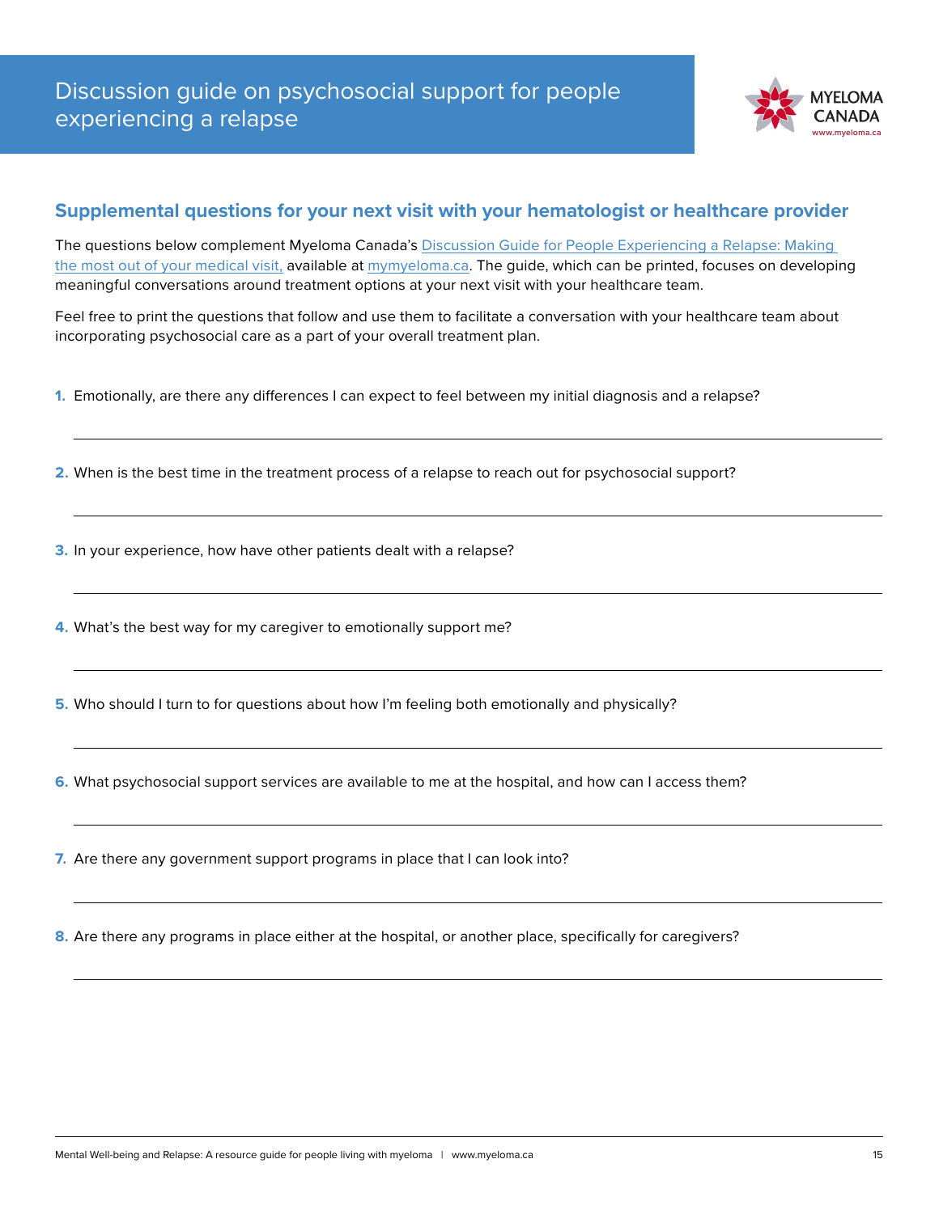# Discussion guide on psychosocial support for people experiencing a relapse

## Supplemental questions for your next visit with your hematologist or healthcare provider

The questions below complement Myeloma Canada's Discussion Guide for People Experiencing a Relapse: Making the most out of your medical visit, available at mymyeloma.ca. The guide, which can be printed, focuses on developing meaningful conversations around treatment options at your next visit with your healthcare team.

Feel free to print the questions that follow and use them to facilitate a conversation with your healthcare team about incorporating psychosocial care as a part of your overall treatment plan.

1. Emotionally, are there any differences I can expect to feel between my initial diagnosis and a relapse?

2. When is the best time in the treatment process of a relapse to reach out for psychosocial support?

3. In your experience, how have other patients dealt with a relapse?

4. What's the best way for my caregiver to emotionally support me?

5. Who should I turn to for questions about how I'm feeling both emotionally and physically?

6. What psychosocial support services are available to me at the hospital, and how can I access them?

7. Are there any government support programs in place that I can look into?

8. Are there any programs in place either at the hospital, or another place, specifically for caregivers?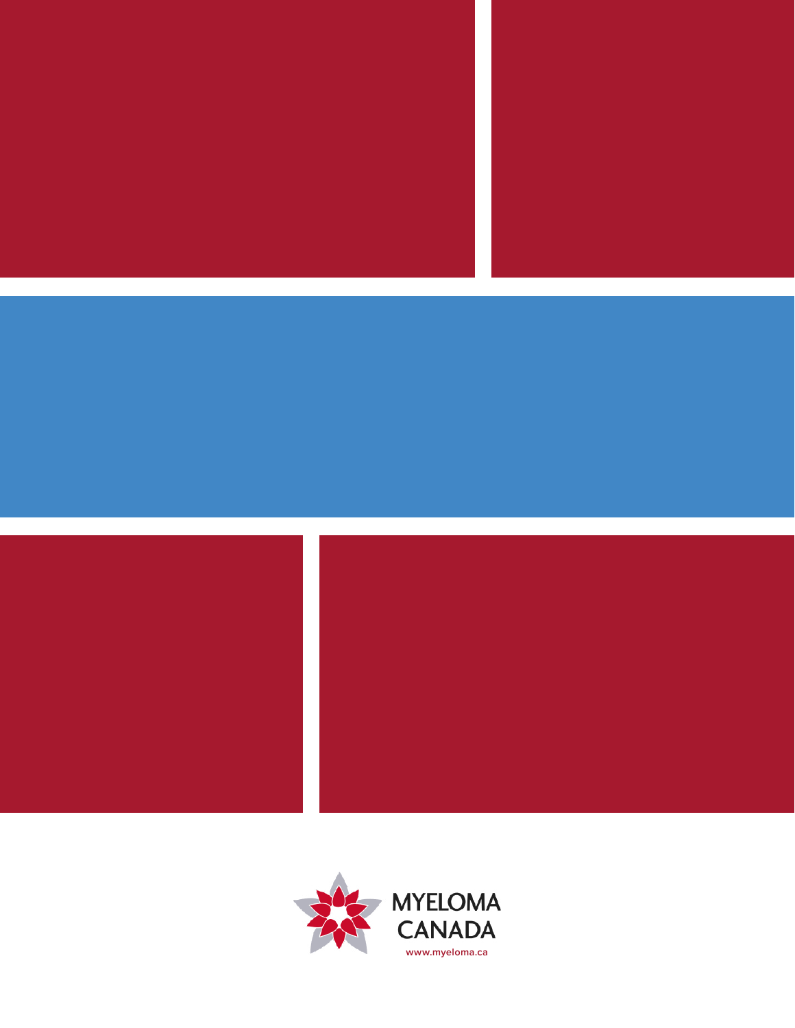MYELOMA CANADA

www.myeloma.ca